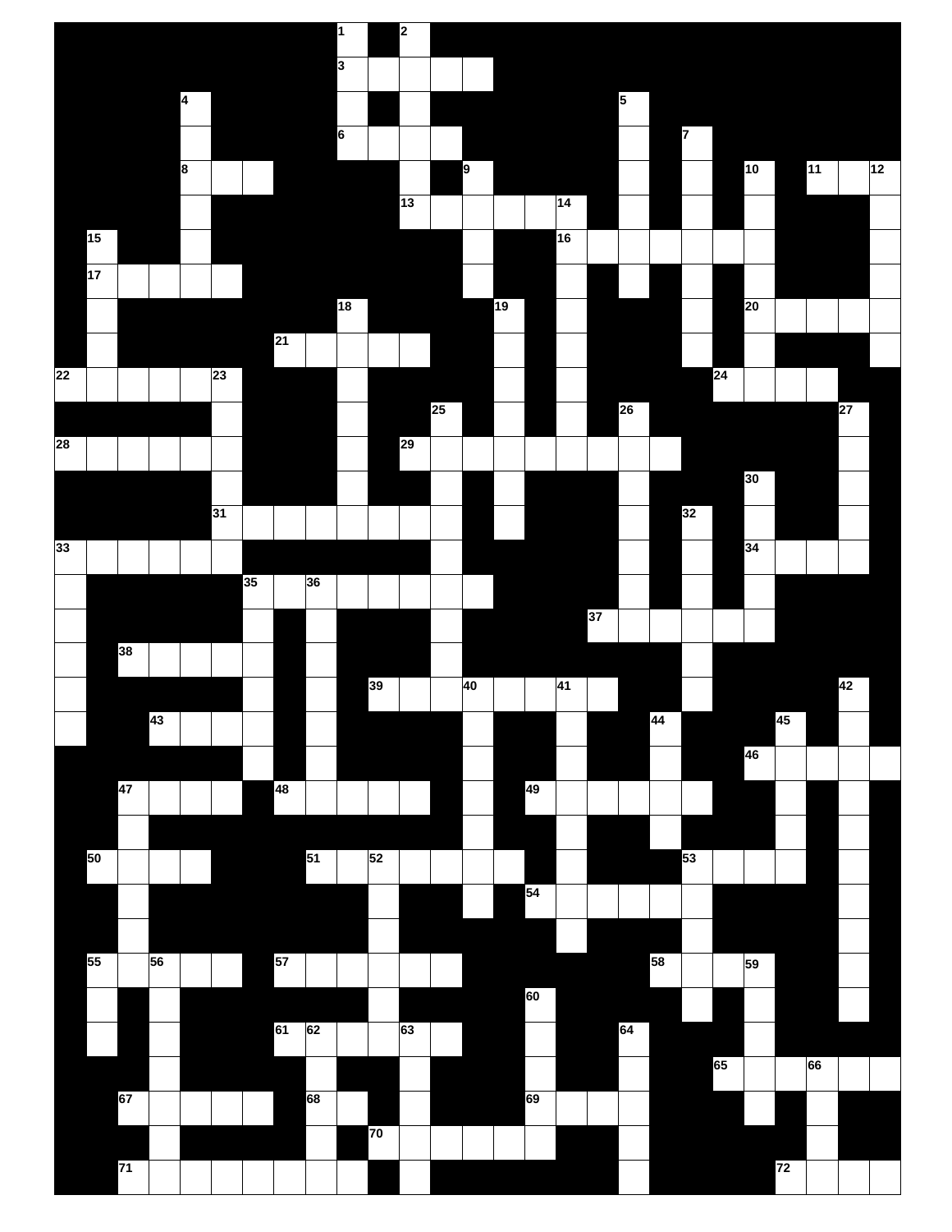1 2
3
4 5
6 7
8 9 10 11 12
13 14
15 16
17
18 19 20
21
22 23 24
25 26 27
28 29
30
31 32
33 34
35 36
37
38
39 40 41 42
43 44 45
46
47 48 49
50 51 52 53
54
55 56 57 58 59
60
61 62 63 64
65 66
67 68 69
70
71 72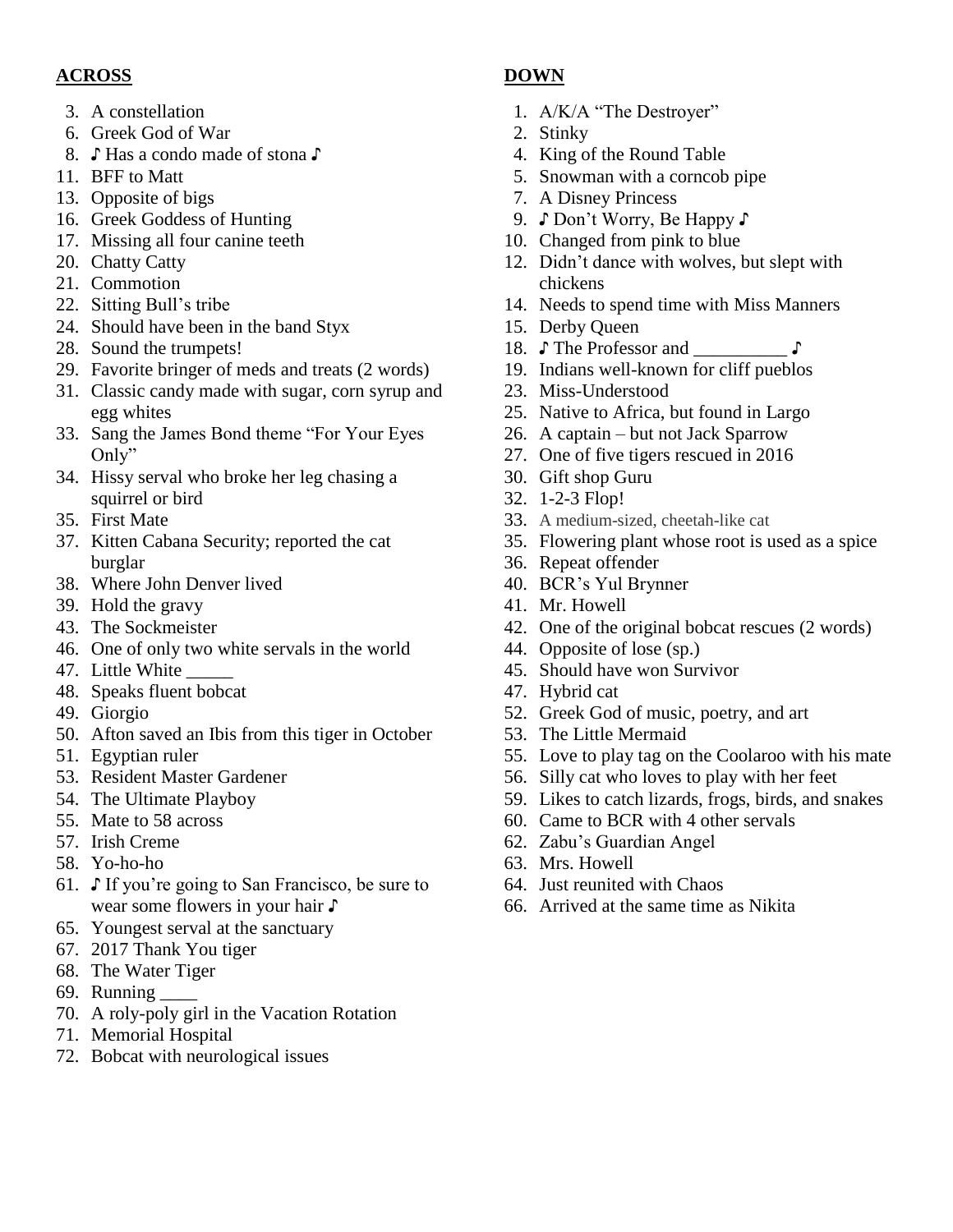**ACROSS**

3. A constellation
6. Greek God of War
8. ♪ Has a condo made of stona ♪
11. BFF to Matt
13. Opposite of bigs
16. Greek Goddess of Hunting
17. Missing all four canine teeth
20. Chatty Catty
21. Commotion
22. Sitting Bull's tribe
24. Should have been in the band Styx
28. Sound the trumpets!
29. Favorite bringer of meds and treats (2 words)
31. Classic candy made with sugar, corn syrup and egg whites
33. Sang the James Bond theme "For Your Eyes Only"
34. Hissy serval who broke her leg chasing a squirrel or bird
35. First Mate
37. Kitten Cabana Security; reported the cat burglar
38. Where John Denver lived
39. Hold the gravy
43. The Sockmeister
46. One of only two white servals in the world
47. Little White _____
48. Speaks fluent bobcat
49. Giorgio
50. Afton saved an Ibis from this tiger in October
51. Egyptian ruler
53. Resident Master Gardener
54. The Ultimate Playboy
55. Mate to 58 across
57. Irish Creme
58. Yo-ho-ho
61. ♪ If you're going to San Francisco, be sure to wear some flowers in your hair ♪
65. Youngest serval at the sanctuary
67. 2017 Thank You tiger
68. The Water Tiger
69. Running ____
70. A roly-poly girl in the Vacation Rotation
71. Memorial Hospital
72. Bobcat with neurological issues

**DOWN**

1. A/K/A "The Destroyer"
2. Stinky
4. King of the Round Table
5. Snowman with a corncob pipe
7. A Disney Princess
9. ♪ Don't Worry, Be Happy ♪
10. Changed from pink to blue
12. Didn't dance with wolves, but slept with chickens
14. Needs to spend time with Miss Manners
15. Derby Queen
18. ♪ The Professor and __________ ♪
19. Indians well-known for cliff pueblos
23. Miss-Understood
25. Native to Africa, but found in Largo
26. A captain – but not Jack Sparrow
27. One of five tigers rescued in 2016
30. Gift shop Guru
32. 1-2-3 Flop!
33. A medium-sized, cheetah-like cat
35. Flowering plant whose root is used as a spice
36. Repeat offender
40. BCR's Yul Brynner
41. Mr. Howell
42. One of the original bobcat rescues (2 words)
44. Opposite of lose (sp.)
45. Should have won Survivor
47. Hybrid cat
52. Greek God of music, poetry, and art
53. The Little Mermaid
55. Love to play tag on the Coolaroo with his mate
56. Silly cat who loves to play with her feet
59. Likes to catch lizards, frogs, birds, and snakes
60. Came to BCR with 4 other servals
62. Zabu's Guardian Angel
63. Mrs. Howell
64. Just reunited with Chaos
66. Arrived at the same time as Nikita